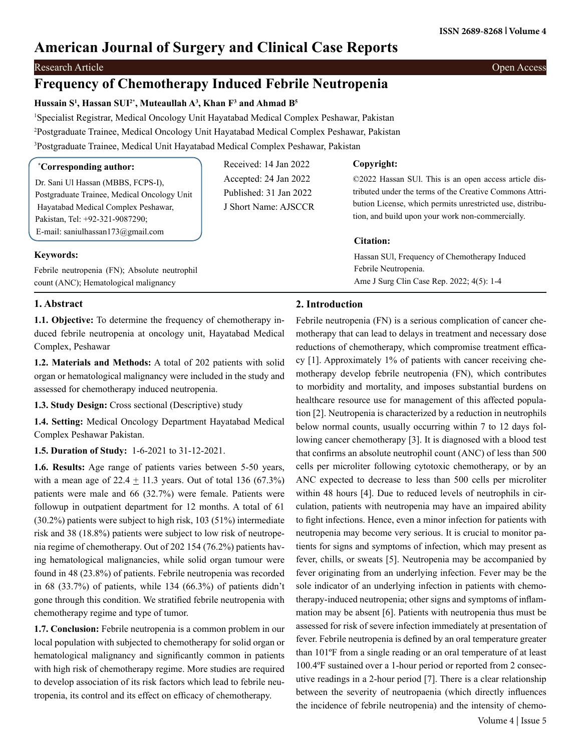# Frequency of Chemotherapy Induced Febrile Neutropenia

**Hussain S[1], Hassan SUI[2*], Muteaullah A[3], Khan F[3] and Ahmad B[5]**

[1]Specialist Registrar, Medical Oncology Unit Hayatabad Medical Complex Peshawar, Pakistan

[2]Postgraduate Trainee, Medical Oncology Unit Hayatabad Medical Complex Peshawar, Pakistan

[3]Postgraduate Trainee, Medical Unit Hayatabad Medical Complex Peshawar, Pakistan

**\*Corresponding author:**

Dr. Sani Ul Hassan (MBBS, FCPS-I), Postgraduate Trainee, Medical Oncology Unit Hayatabad Medical Complex Peshawar, Pakistan, Tel: +92-321-9087290; E-mail: saniulhassan173@gmail.com

Received: 14 Jan 2022
Accepted: 24 Jan 2022
Published: 31 Jan 2022
J Short Name: AJSCCR

**Copyright:**

©2022 Hassan SUl. This is an open access article distributed under the terms of the Creative Commons Attribution License, which permits unrestricted use, distribution, and build upon your work non-commercially.

**Citation:**

Hassan SUl, Frequency of Chemotherapy Induced Febrile Neutropenia. Ame J Surg Clin Case Rep. 2022; 4(5): 1-4

**Keywords:**

Febrile neutropenia (FN); Absolute neutrophil count (ANC); Hematological malignancy

## 1. Abstract

**1.1. Objective:** To determine the frequency of chemotherapy induced febrile neutropenia at oncology unit, Hayatabad Medical Complex, Peshawar

**1.2. Materials and Methods:** A total of 202 patients with solid organ or hematological malignancy were included in the study and assessed for chemotherapy induced neutropenia.

**1.3. Study Design:** Cross sectional (Descriptive) study

**1.4. Setting:** Medical Oncology Department Hayatabad Medical Complex Peshawar Pakistan.

**1.5. Duration of Study:** 1-6-2021 to 31-12-2021.

**1.6. Results:** Age range of patients varies between 5-50 years, with a mean age of 22.4 $\pm$ 11.3 years. Out of total 136 (67.3%) patients were male and 66 (32.7%) were female. Patients were followup in outpatient department for 12 months. A total of 61 (30.2%) patients were subject to high risk, 103 (51%) intermediate risk and 38 (18.8%) patients were subject to low risk of neutropenia regime of chemotherapy. Out of 202 154 (76.2%) patients having hematological malignancies, while solid organ tumour were found in 48 (23.8%) of patients. Febrile neutropenia was recorded in 68 (33.7%) of patients, while 134 (66.3%) of patients didn't gone through this condition. We stratified febrile neutropenia with chemotherapy regime and type of tumor.

**1.7. Conclusion:** Febrile neutropenia is a common problem in our local population with subjected to chemotherapy for solid organ or hematological malignancy and significantly common in patients with high risk of chemotherapy regime. More studies are required to develop association of its risk factors which lead to febrile neutropenia, its control and its effect on efficacy of chemotherapy.

## 2. Introduction

Febrile neutropenia (FN) is a serious complication of cancer chemotherapy that can lead to delays in treatment and necessary dose reductions of chemotherapy, which compromise treatment efficacy [1]. Approximately 1% of patients with cancer receiving chemotherapy develop febrile neutropenia (FN), which contributes to morbidity and mortality, and imposes substantial burdens on healthcare resource use for management of this affected population [2]. Neutropenia is characterized by a reduction in neutrophils below normal counts, usually occurring within 7 to 12 days following cancer chemotherapy [3]. It is diagnosed with a blood test that confirms an absolute neutrophil count (ANC) of less than 500 cells per microliter following cytotoxic chemotherapy, or by an ANC expected to decrease to less than 500 cells per microliter within 48 hours [4]. Due to reduced levels of neutrophils in circulation, patients with neutropenia may have an impaired ability to fight infections. Hence, even a minor infection for patients with neutropenia may become very serious. It is crucial to monitor patients for signs and symptoms of infection, which may present as fever, chills, or sweats [5]. Neutropenia may be accompanied by fever originating from an underlying infection. Fever may be the sole indicator of an underlying infection in patients with chemotherapy-induced neutropenia; other signs and symptoms of inflammation may be absent [6]. Patients with neutropenia thus must be assessed for risk of severe infection immediately at presentation of fever. Febrile neutropenia is defined by an oral temperature greater than 101ºF from a single reading or an oral temperature of at least 100.4ºF sustained over a 1-hour period or reported from 2 consecutive readings in a 2-hour period [7]. There is a clear relationship between the severity of neutropaenia (which directly influences the incidence of febrile neutropenia) and the intensity of chemo-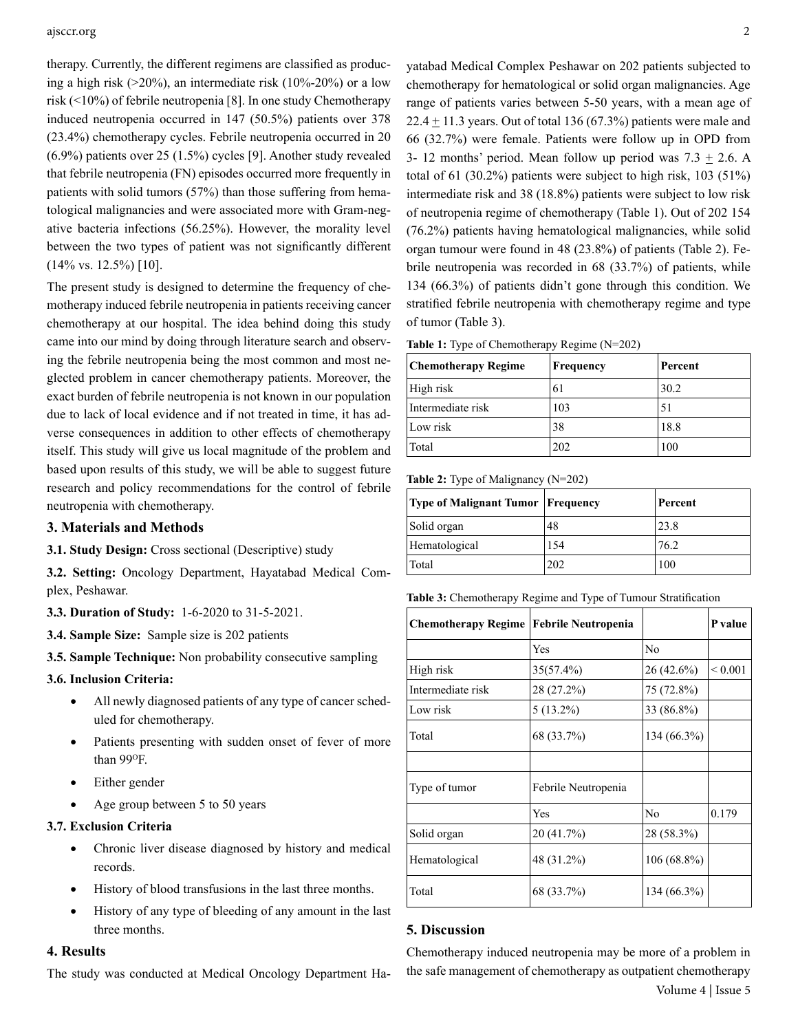therapy. Currently, the different regimens are classified as producing a high risk (>20%), an intermediate risk (10%-20%) or a low risk (<10%) of febrile neutropenia [8]. In one study Chemotherapy induced neutropenia occurred in 147 (50.5%) patients over 378 (23.4%) chemotherapy cycles. Febrile neutropenia occurred in 20 (6.9%) patients over 25 (1.5%) cycles [9]. Another study revealed that febrile neutropenia (FN) episodes occurred more frequently in patients with solid tumors (57%) than those suffering from hematological malignancies and were associated more with Gram-negative bacteria infections (56.25%). However, the morality level between the two types of patient was not significantly different (14% vs. 12.5%) [10].

The present study is designed to determine the frequency of chemotherapy induced febrile neutropenia in patients receiving cancer chemotherapy at our hospital. The idea behind doing this study came into our mind by doing through literature search and observing the febrile neutropenia being the most common and most neglected problem in cancer chemotherapy patients. Moreover, the exact burden of febrile neutropenia is not known in our population due to lack of local evidence and if not treated in time, it has adverse consequences in addition to other effects of chemotherapy itself. This study will give us local magnitude of the problem and based upon results of this study, we will be able to suggest future research and policy recommendations for the control of febrile neutropenia with chemotherapy.

## 3. Materials and Methods

**3.1. Study Design:** Cross sectional (Descriptive) study

**3.2. Setting:** Oncology Department, Hayatabad Medical Complex, Peshawar.

**3.3. Duration of Study:** 1-6-2020 to 31-5-2021.

**3.4. Sample Size:** Sample size is 202 patients

**3.5. Sample Technique:** Non probability consecutive sampling

**3.6. Inclusion Criteria:**

- All newly diagnosed patients of any type of cancer scheduled for chemotherapy.
- Patients presenting with sudden onset of fever of more than 99$^{O}$F.
- Either gender
- Age group between 5 to 50 years

**3.7. Exclusion Criteria**

- Chronic liver disease diagnosed by history and medical records.
- History of blood transfusions in the last three months.
- History of any type of bleeding of any amount in the last three months.

## 4. Results

The study was conducted at Medical Oncology Department Hayatabad Medical Complex Peshawar on 202 patients subjected to chemotherapy for hematological or solid organ malignancies. Age range of patients varies between 5-50 years, with a mean age of 22.4 ± 11.3 years. Out of total 136 (67.3%) patients were male and 66 (32.7%) were female. Patients were follow up in OPD from 3- 12 months' period. Mean follow up period was 7.3 ± 2.6. A total of 61 (30.2%) patients were subject to high risk, 103 (51%) intermediate risk and 38 (18.8%) patients were subject to low risk of neutropenia regime of chemotherapy (Table 1). Out of 202 154 (76.2%) patients having hematological malignancies, while solid organ tumour were found in 48 (23.8%) of patients (Table 2). Febrile neutropenia was recorded in 68 (33.7%) of patients, while 134 (66.3%) of patients didn't gone through this condition. We stratified febrile neutropenia with chemotherapy regime and type of tumor (Table 3).

**Table 1:** Type of Chemotherapy Regime (N=202)

| Chemotherapy Regime | Frequency | Percent |
|---|---|---|
| High risk | 61 | 30.2 |
| Intermediate risk | 103 | 51 |
| Low risk | 38 | 18.8 |
| Total | 202 | 100 |

**Table 2:** Type of Malignancy (N=202)

| Type of Malignant Tumor | Frequency | Percent |
|---|---|---|
| Solid organ | 48 | 23.8 |
| Hematological | 154 | 76.2 |
| Total | 202 | 100 |

**Table 3:** Chemotherapy Regime and Type of Tumour Stratification

| Chemotherapy Regime | Febrile Neutropenia | | P value |
|---|---|---|---|
| | Yes | No | |
| High risk | 35(57.4%) | 26 (42.6%) | < 0.001 |
| Intermediate risk | 28 (27.2%) | 75 (72.8%) | |
| Low risk | 5 (13.2%) | 33 (86.8%) | |
| Total | 68 (33.7%) | 134 (66.3%) | |
| | | | |
| Type of tumor | Febrile Neutropenia | | |
| | Yes | No | 0.179 |
| Solid organ | 20 (41.7%) | 28 (58.3%) | |
| Hematological | 48 (31.2%) | 106 (68.8%) | |
| Total | 68 (33.7%) | 134 (66.3%) | |

## 5. Discussion

Chemotherapy induced neutropenia may be more of a problem in the safe management of chemotherapy as outpatient chemotherapy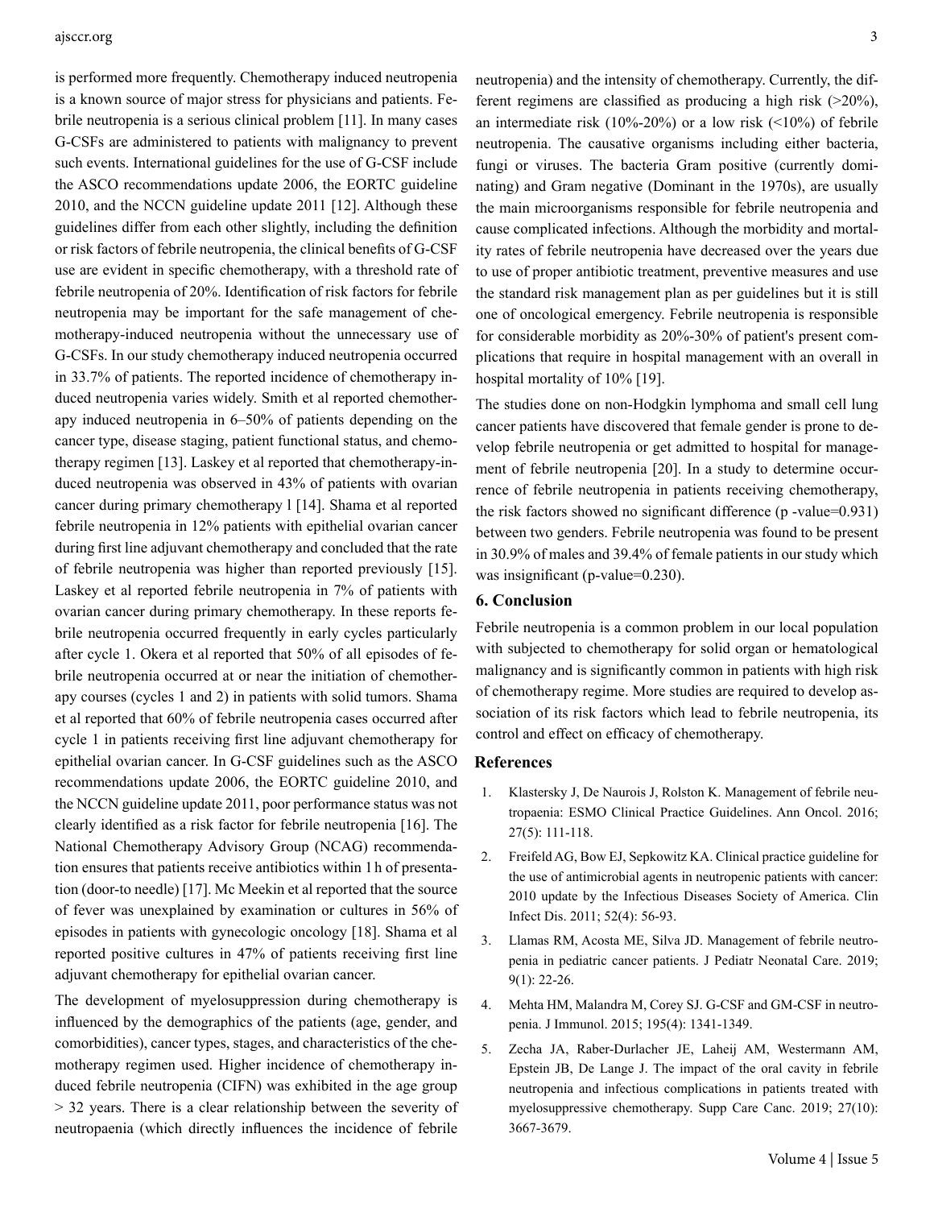is performed more frequently. Chemotherapy induced neutropenia is a known source of major stress for physicians and patients. Febrile neutropenia is a serious clinical problem [11]. In many cases G-CSFs are administered to patients with malignancy to prevent such events. International guidelines for the use of G-CSF include the ASCO recommendations update 2006, the EORTC guideline 2010, and the NCCN guideline update 2011 [12]. Although these guidelines differ from each other slightly, including the definition or risk factors of febrile neutropenia, the clinical benefits of G-CSF use are evident in specific chemotherapy, with a threshold rate of febrile neutropenia of 20%. Identification of risk factors for febrile neutropenia may be important for the safe management of chemotherapy-induced neutropenia without the unnecessary use of G-CSFs. In our study chemotherapy induced neutropenia occurred in 33.7% of patients. The reported incidence of chemotherapy induced neutropenia varies widely. Smith et al reported chemotherapy induced neutropenia in 6–50% of patients depending on the cancer type, disease staging, patient functional status, and chemotherapy regimen [13]. Laskey et al reported that chemotherapy-induced neutropenia was observed in 43% of patients with ovarian cancer during primary chemotherapy l [14]. Shama et al reported febrile neutropenia in 12% patients with epithelial ovarian cancer during first line adjuvant chemotherapy and concluded that the rate of febrile neutropenia was higher than reported previously [15]. Laskey et al reported febrile neutropenia in 7% of patients with ovarian cancer during primary chemotherapy. In these reports febrile neutropenia occurred frequently in early cycles particularly after cycle 1. Okera et al reported that 50% of all episodes of febrile neutropenia occurred at or near the initiation of chemotherapy courses (cycles 1 and 2) in patients with solid tumors. Shama et al reported that 60% of febrile neutropenia cases occurred after cycle 1 in patients receiving first line adjuvant chemotherapy for epithelial ovarian cancer. In G-CSF guidelines such as the ASCO recommendations update 2006, the EORTC guideline 2010, and the NCCN guideline update 2011, poor performance status was not clearly identified as a risk factor for febrile neutropenia [16]. The National Chemotherapy Advisory Group (NCAG) recommendation ensures that patients receive antibiotics within 1 h of presentation (door-to needle) [17]. Mc Meekin et al reported that the source of fever was unexplained by examination or cultures in 56% of episodes in patients with gynecologic oncology [18]. Shama et al reported positive cultures in 47% of patients receiving first line adjuvant chemotherapy for epithelial ovarian cancer.

The development of myelosuppression during chemotherapy is influenced by the demographics of the patients (age, gender, and comorbidities), cancer types, stages, and characteristics of the chemotherapy regimen used. Higher incidence of chemotherapy induced febrile neutropenia (CIFN) was exhibited in the age group > 32 years. There is a clear relationship between the severity of neutropaenia (which directly influences the incidence of febrile neutropenia) and the intensity of chemotherapy. Currently, the different regimens are classified as producing a high risk (>20%), an intermediate risk (10%-20%) or a low risk (<10%) of febrile neutropenia. The causative organisms including either bacteria, fungi or viruses. The bacteria Gram positive (currently dominating) and Gram negative (Dominant in the 1970s), are usually the main microorganisms responsible for febrile neutropenia and cause complicated infections. Although the morbidity and mortality rates of febrile neutropenia have decreased over the years due to use of proper antibiotic treatment, preventive measures and use the standard risk management plan as per guidelines but it is still one of oncological emergency. Febrile neutropenia is responsible for considerable morbidity as 20%-30% of patient's present complications that require in hospital management with an overall in hospital mortality of 10% [19].

The studies done on non-Hodgkin lymphoma and small cell lung cancer patients have discovered that female gender is prone to develop febrile neutropenia or get admitted to hospital for management of febrile neutropenia [20]. In a study to determine occurrence of febrile neutropenia in patients receiving chemotherapy, the risk factors showed no significant difference (p -value=0.931) between two genders. Febrile neutropenia was found to be present in 30.9% of males and 39.4% of female patients in our study which was insignificant (p-value=0.230).

## 6. Conclusion

Febrile neutropenia is a common problem in our local population with subjected to chemotherapy for solid organ or hematological malignancy and is significantly common in patients with high risk of chemotherapy regime. More studies are required to develop association of its risk factors which lead to febrile neutropenia, its control and effect on efficacy of chemotherapy.

## References

1. Klastersky J, De Naurois J, Rolston K. Management of febrile neutropaenia: ESMO Clinical Practice Guidelines. Ann Oncol. 2016; 27(5): 111-118.
2. Freifeld AG, Bow EJ, Sepkowitz KA. Clinical practice guideline for the use of antimicrobial agents in neutropenic patients with cancer: 2010 update by the Infectious Diseases Society of America. Clin Infect Dis. 2011; 52(4): 56-93.
3. Llamas RM, Acosta ME, Silva JD. Management of febrile neutropenia in pediatric cancer patients. J Pediatr Neonatal Care. 2019; 9(1): 22-26.
4. Mehta HM, Malandra M, Corey SJ. G-CSF and GM-CSF in neutropenia. J Immunol. 2015; 195(4): 1341-1349.
5. Zecha JA, Raber-Durlacher JE, Laheij AM, Westermann AM, Epstein JB, De Lange J. The impact of the oral cavity in febrile neutropenia and infectious complications in patients treated with myelosuppressive chemotherapy. Supp Care Canc. 2019; 27(10): 3667-3679.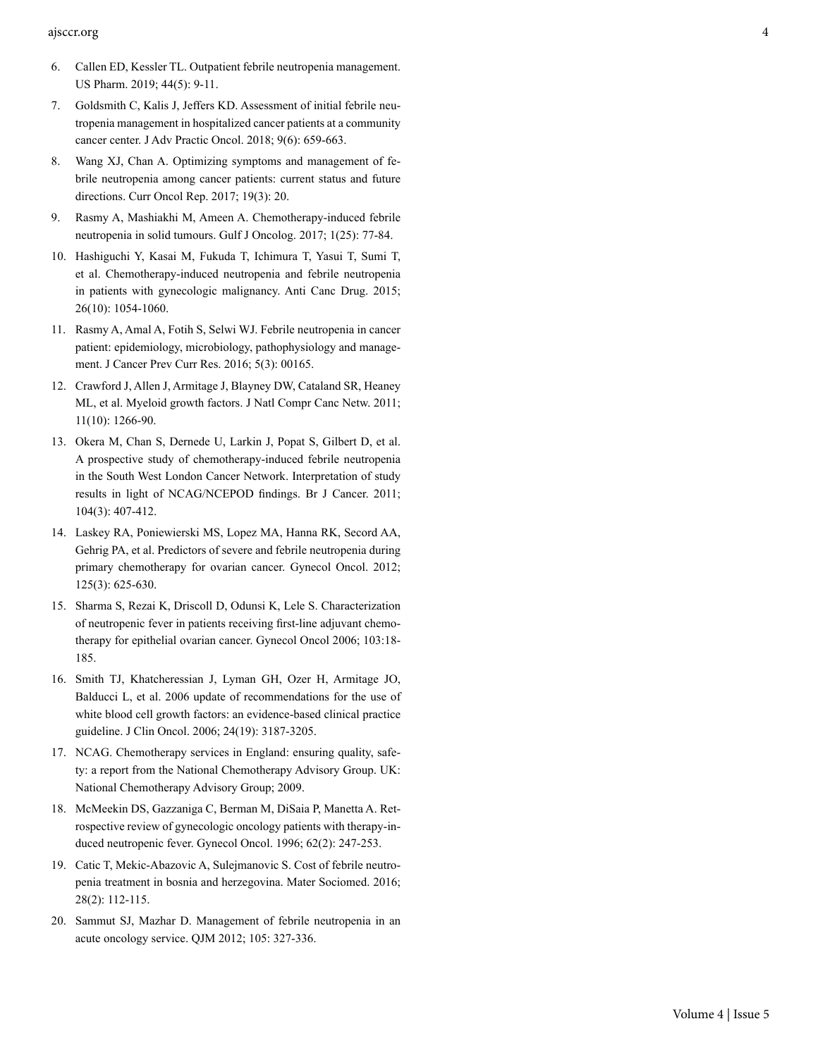6. Callen ED, Kessler TL. Outpatient febrile neutropenia management. US Pharm. 2019; 44(5): 9-11.
7. Goldsmith C, Kalis J, Jeffers KD. Assessment of initial febrile neutropenia management in hospitalized cancer patients at a community cancer center. J Adv Practic Oncol. 2018; 9(6): 659-663.
8. Wang XJ, Chan A. Optimizing symptoms and management of febrile neutropenia among cancer patients: current status and future directions. Curr Oncol Rep. 2017; 19(3): 20.
9. Rasmy A, Mashiakhi M, Ameen A. Chemotherapy-induced febrile neutropenia in solid tumours. Gulf J Oncolog. 2017; 1(25): 77-84.
10. Hashiguchi Y, Kasai M, Fukuda T, Ichimura T, Yasui T, Sumi T, et al. Chemotherapy-induced neutropenia and febrile neutropenia in patients with gynecologic malignancy. Anti Canc Drug. 2015; 26(10): 1054-1060.
11. Rasmy A, Amal A, Fotih S, Selwi WJ. Febrile neutropenia in cancer patient: epidemiology, microbiology, pathophysiology and management. J Cancer Prev Curr Res. 2016; 5(3): 00165.
12. Crawford J, Allen J, Armitage J, Blayney DW, Cataland SR, Heaney ML, et al. Myeloid growth factors. J Natl Compr Canc Netw. 2011; 11(10): 1266-90.
13. Okera M, Chan S, Dernede U, Larkin J, Popat S, Gilbert D, et al. A prospective study of chemotherapy-induced febrile neutropenia in the South West London Cancer Network. Interpretation of study results in light of NCAG/NCEPOD findings. Br J Cancer. 2011; 104(3): 407-412.
14. Laskey RA, Poniewierski MS, Lopez MA, Hanna RK, Secord AA, Gehrig PA, et al. Predictors of severe and febrile neutropenia during primary chemotherapy for ovarian cancer. Gynecol Oncol. 2012; 125(3): 625-630.
15. Sharma S, Rezai K, Driscoll D, Odunsi K, Lele S. Characterization of neutropenic fever in patients receiving first-line adjuvant chemotherapy for epithelial ovarian cancer. Gynecol Oncol 2006; 103:18-185.
16. Smith TJ, Khatcheressian J, Lyman GH, Ozer H, Armitage JO, Balducci L, et al. 2006 update of recommendations for the use of white blood cell growth factors: an evidence-based clinical practice guideline. J Clin Oncol. 2006; 24(19): 3187-3205.
17. NCAG. Chemotherapy services in England: ensuring quality, safety: a report from the National Chemotherapy Advisory Group. UK: National Chemotherapy Advisory Group; 2009.
18. McMeekin DS, Gazzaniga C, Berman M, DiSaia P, Manetta A. Retrospective review of gynecologic oncology patients with therapy-induced neutropenic fever. Gynecol Oncol. 1996; 62(2): 247-253.
19. Catic T, Mekic-Abazovic A, Sulejmanovic S. Cost of febrile neutropenia treatment in bosnia and herzegovina. Mater Sociomed. 2016; 28(2): 112-115.
20. Sammut SJ, Mazhar D. Management of febrile neutropenia in an acute oncology service. QJM 2012; 105: 327-336.